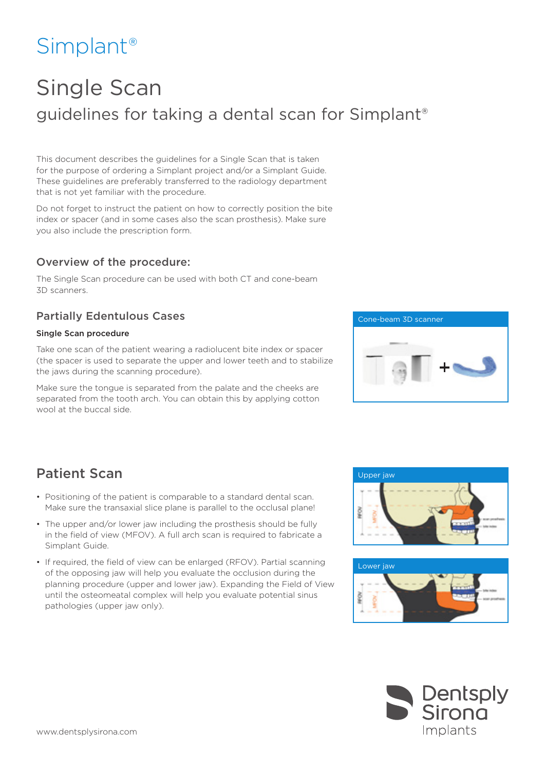# Simplant®

# Single Scan

## guidelines for taking a dental scan for Simplant®

This document describes the guidelines for a Single Scan that is taken for the purpose of ordering a Simplant project and/or a Simplant Guide. These guidelines are preferably transferred to the radiology department that is not yet familiar with the procedure.

Do not forget to instruct the patient on how to correctly position the bite index or spacer (and in some cases also the scan prosthesis). Make sure you also include the prescription form.

### Overview of the procedure:

The Single Scan procedure can be used with both CT and cone-beam 3D scanners.

### Partially Edentulous Cases

**Single Scan procedure**

Take one scan of the patient wearing a radiolucent bite index or spacer (the spacer is used to separate the upper and lower teeth and to stabilize the jaws during the scanning procedure).

Make sure the tongue is separated from the palate and the cheeks are separated from the tooth arch. You can obtain this by applying cotton wool at the buccal side.

Cone-beam 3D scanner

## Patient Scan

- Positioning of the patient is comparable to a standard dental scan. Make sure the transaxial slice plane is parallel to the occlusal plane!
- The upper and/or lower jaw including the prosthesis should be fully in the field of view (MFOV). A full arch scan is required to fabricate a Simplant Guide.
- If required, the field of view can be enlarged (RFOV). Partial scanning of the opposing jaw will help you evaluate the occlusion during the planning procedure (upper and lower jaw). Expanding the Field of View until the osteomeatal complex will help you evaluate potential sinus pathologies (upper jaw only).

Upper jaw

Lower jaw

www.dentsplysirona.com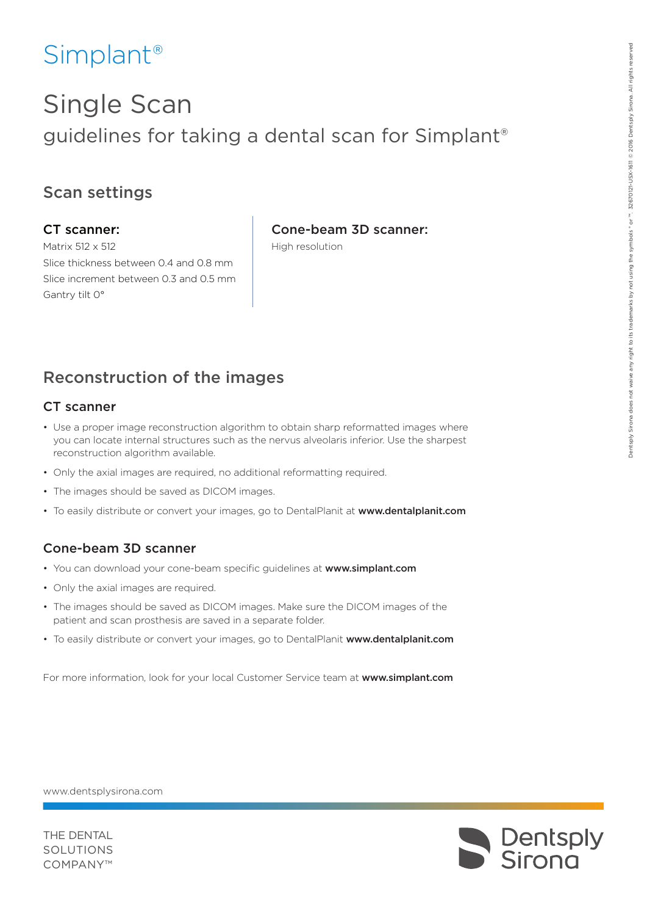# Simplant®

# Single Scan

## guidelines for taking a dental scan for Simplant®

## Scan settings

### CT scanner:

Matrix 512 x 512
Slice thickness between 0.4 and 0.8 mm
Slice increment between 0.3 and 0.5 mm
Gantry tilt 0°

### Cone-beam 3D scanner:

High resolution

## Reconstruction of the images

### CT scanner

- Use a proper image reconstruction algorithm to obtain sharp reformatted images where you can locate internal structures such as the nervus alveolaris inferior. Use the sharpest reconstruction algorithm available.
- Only the axial images are required, no additional reformatting required.
- The images should be saved as DICOM images.
- To easily distribute or convert your images, go to DentalPlanit at **www.dentalplanit.com**

### Cone-beam 3D scanner

- You can download your cone-beam specific guidelines at **www.simplant.com**
- Only the axial images are required.
- The images should be saved as DICOM images. Make sure the DICOM images of the patient and scan prosthesis are saved in a separate folder.
- To easily distribute or convert your images, go to DentalPlanit **www.dentalplanit.com**

For more information, look for your local Customer Service team at **www.simplant.com**

www.dentsplysirona.com

THE DENTAL SOLUTIONS COMPANY™

Dentsply Sirona

Dentsply Sirona does not waive any right to its trademarks by not using the symbols ® or ™. 32670121-USX-1611 © 2016 Dentsply Sirona. All rights reserved